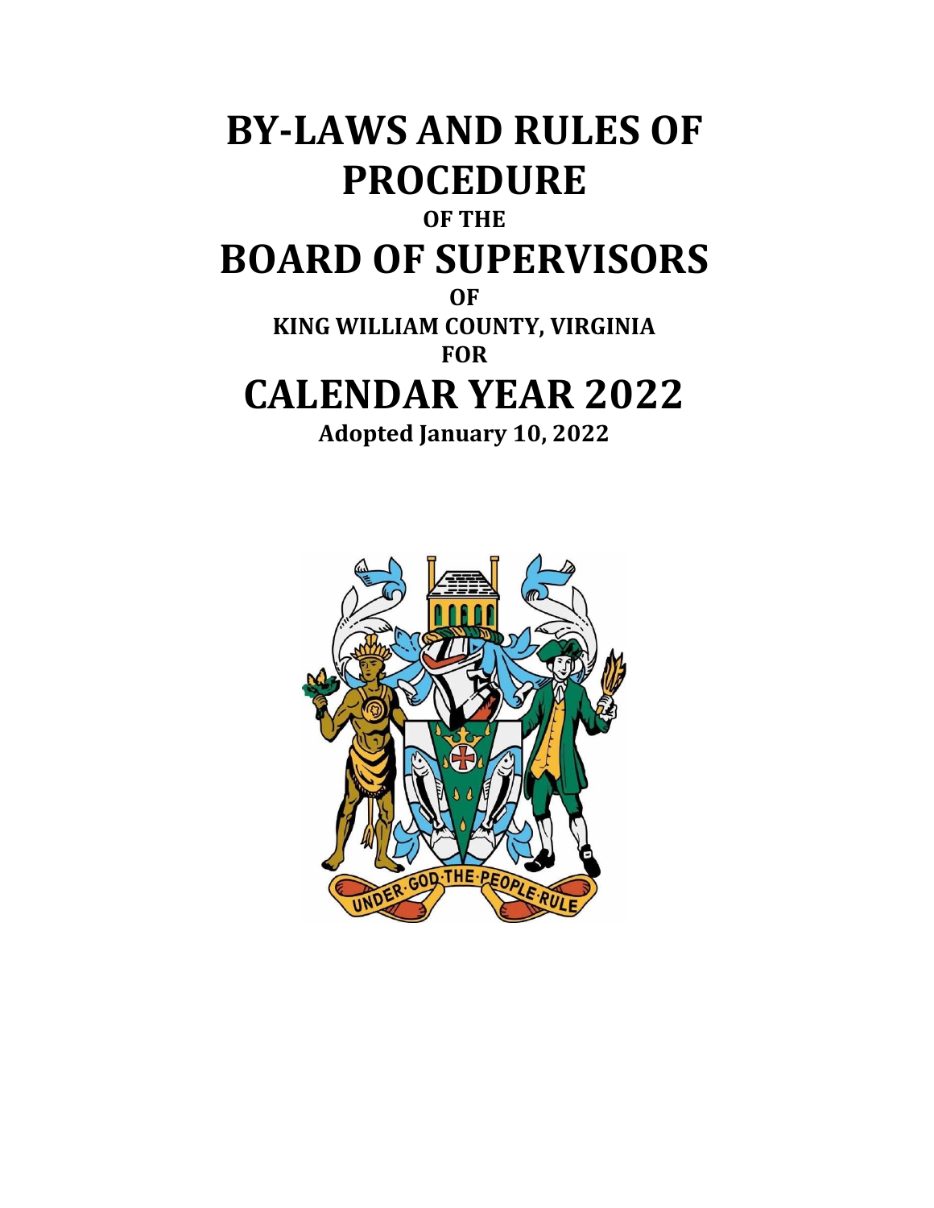# BY-LAWS AND RULES OF PROCEDURE

**OF THE**

# BOARD OF SUPERVISORS

**OF**

**KING WILLIAM COUNTY, VIRGINIA**

**FOR**

# CALENDAR YEAR 2022

**Adopted January 10, 2022**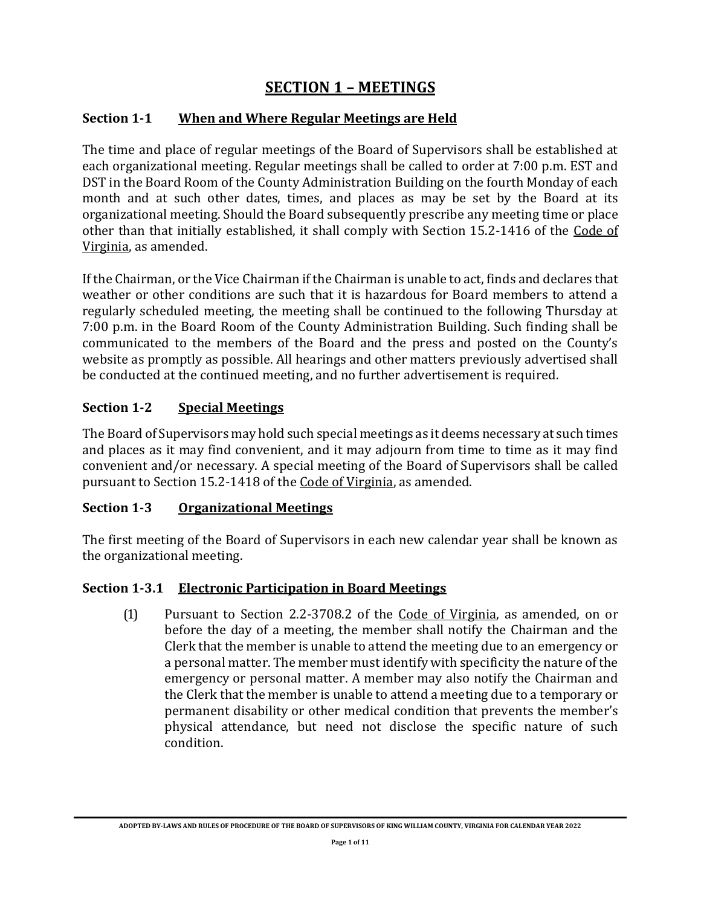# SECTION 1 – MEETINGS

### Section 1-1 When and Where Regular Meetings are Held

The time and place of regular meetings of the Board of Supervisors shall be established at each organizational meeting. Regular meetings shall be called to order at 7:00 p.m. EST and DST in the Board Room of the County Administration Building on the fourth Monday of each month and at such other dates, times, and places as may be set by the Board at its organizational meeting. Should the Board subsequently prescribe any meeting time or place other than that initially established, it shall comply with Section 15.2-1416 of the Code of Virginia, as amended.

If the Chairman, or the Vice Chairman if the Chairman is unable to act, finds and declares that weather or other conditions are such that it is hazardous for Board members to attend a regularly scheduled meeting, the meeting shall be continued to the following Thursday at 7:00 p.m. in the Board Room of the County Administration Building. Such finding shall be communicated to the members of the Board and the press and posted on the County's website as promptly as possible. All hearings and other matters previously advertised shall be conducted at the continued meeting, and no further advertisement is required.

### Section 1-2 Special Meetings

The Board of Supervisors may hold such special meetings as it deems necessary at such times and places as it may find convenient, and it may adjourn from time to time as it may find convenient and/or necessary. A special meeting of the Board of Supervisors shall be called pursuant to Section 15.2-1418 of the Code of Virginia, as amended.

### Section 1-3 Organizational Meetings

The first meeting of the Board of Supervisors in each new calendar year shall be known as the organizational meeting.

### Section 1-3.1 Electronic Participation in Board Meetings

(1) Pursuant to Section 2.2-3708.2 of the Code of Virginia, as amended, on or before the day of a meeting, the member shall notify the Chairman and the Clerk that the member is unable to attend the meeting due to an emergency or a personal matter. The member must identify with specificity the nature of the emergency or personal matter. A member may also notify the Chairman and the Clerk that the member is unable to attend a meeting due to a temporary or permanent disability or other medical condition that prevents the member's physical attendance, but need not disclose the specific nature of such condition.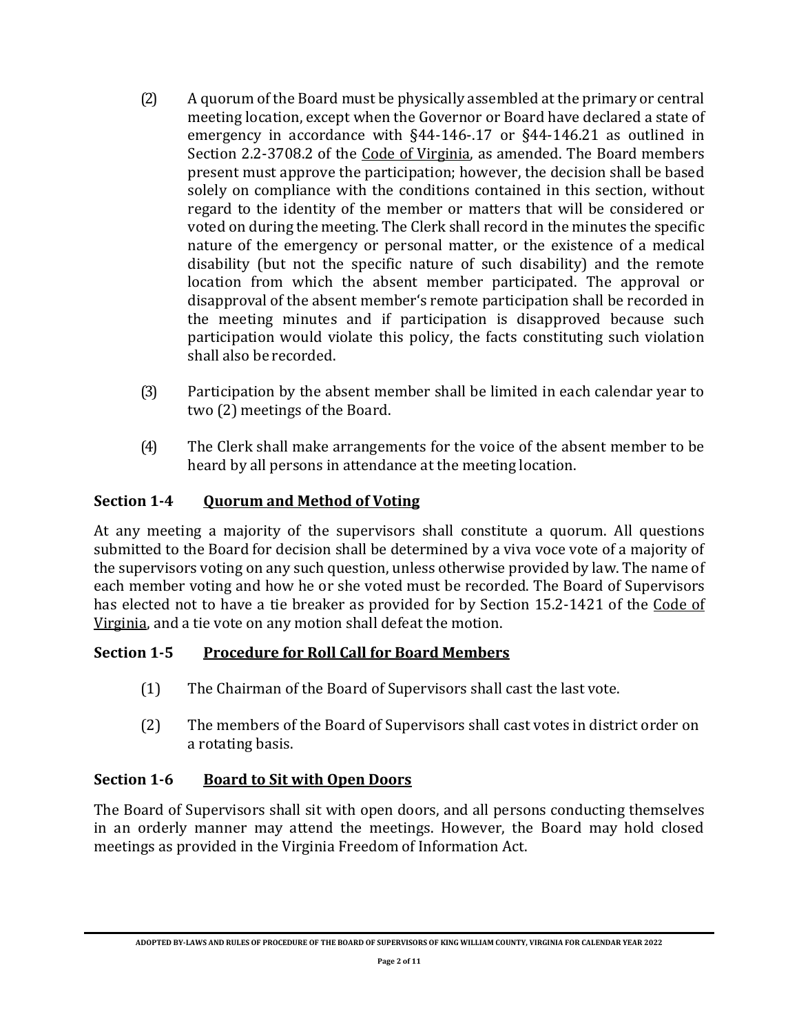(2) A quorum of the Board must be physically assembled at the primary or central meeting location, except when the Governor or Board have declared a state of emergency in accordance with §44-146-.17 or §44-146.21 as outlined in Section 2.2-3708.2 of the Code of Virginia, as amended. The Board members present must approve the participation; however, the decision shall be based solely on compliance with the conditions contained in this section, without regard to the identity of the member or matters that will be considered or voted on during the meeting. The Clerk shall record in the minutes the specific nature of the emergency or personal matter, or the existence of a medical disability (but not the specific nature of such disability) and the remote location from which the absent member participated. The approval or disapproval of the absent member's remote participation shall be recorded in the meeting minutes and if participation is disapproved because such participation would violate this policy, the facts constituting such violation shall also be recorded.

(3) Participation by the absent member shall be limited in each calendar year to two (2) meetings of the Board.

(4) The Clerk shall make arrangements for the voice of the absent member to be heard by all persons in attendance at the meeting location.

## Section 1-4 Quorum and Method of Voting

At any meeting a majority of the supervisors shall constitute a quorum. All questions submitted to the Board for decision shall be determined by a viva voce vote of a majority of the supervisors voting on any such question, unless otherwise provided by law. The name of each member voting and how he or she voted must be recorded. The Board of Supervisors has elected not to have a tie breaker as provided for by Section 15.2-1421 of the Code of Virginia, and a tie vote on any motion shall defeat the motion.

## Section 1-5 Procedure for Roll Call for Board Members

(1) The Chairman of the Board of Supervisors shall cast the last vote.

(2) The members of the Board of Supervisors shall cast votes in district order on a rotating basis.

## Section 1-6 Board to Sit with Open Doors

The Board of Supervisors shall sit with open doors, and all persons conducting themselves in an orderly manner may attend the meetings. However, the Board may hold closed meetings as provided in the Virginia Freedom of Information Act.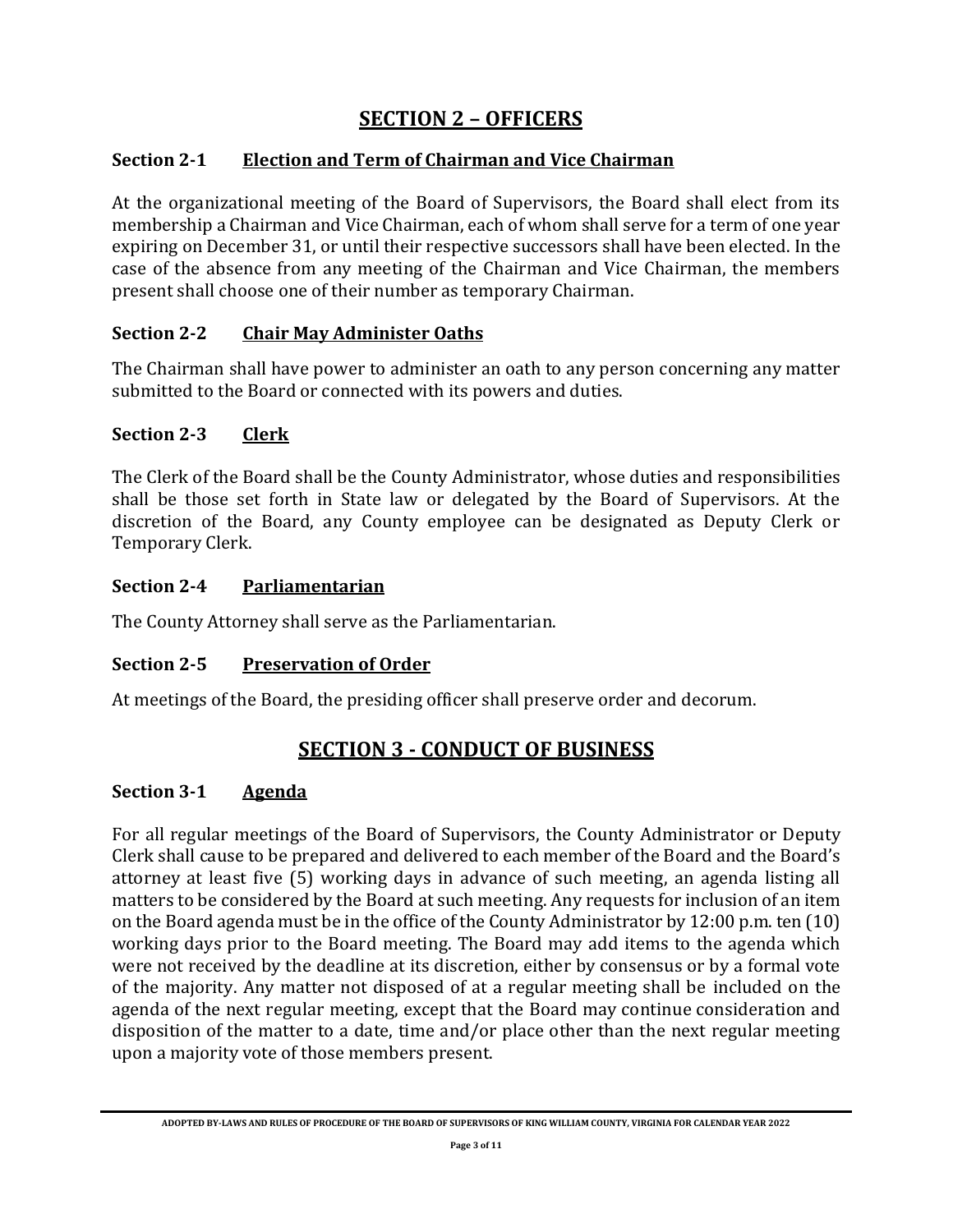## SECTION 2 – OFFICERS

### Section 2-1 Election and Term of Chairman and Vice Chairman

At the organizational meeting of the Board of Supervisors, the Board shall elect from its membership a Chairman and Vice Chairman, each of whom shall serve for a term of one year expiring on December 31, or until their respective successors shall have been elected. In the case of the absence from any meeting of the Chairman and Vice Chairman, the members present shall choose one of their number as temporary Chairman.

### Section 2-2 Chair May Administer Oaths

The Chairman shall have power to administer an oath to any person concerning any matter submitted to the Board or connected with its powers and duties.

### Section 2-3 Clerk

The Clerk of the Board shall be the County Administrator, whose duties and responsibilities shall be those set forth in State law or delegated by the Board of Supervisors. At the discretion of the Board, any County employee can be designated as Deputy Clerk or Temporary Clerk.

### Section 2-4 Parliamentarian

The County Attorney shall serve as the Parliamentarian.

### Section 2-5 Preservation of Order

At meetings of the Board, the presiding officer shall preserve order and decorum.

## SECTION 3 - CONDUCT OF BUSINESS

### Section 3-1 Agenda

For all regular meetings of the Board of Supervisors, the County Administrator or Deputy Clerk shall cause to be prepared and delivered to each member of the Board and the Board's attorney at least five (5) working days in advance of such meeting, an agenda listing all matters to be considered by the Board at such meeting. Any requests for inclusion of an item on the Board agenda must be in the office of the County Administrator by 12:00 p.m. ten (10) working days prior to the Board meeting. The Board may add items to the agenda which were not received by the deadline at its discretion, either by consensus or by a formal vote of the majority. Any matter not disposed of at a regular meeting shall be included on the agenda of the next regular meeting, except that the Board may continue consideration and disposition of the matter to a date, time and/or place other than the next regular meeting upon a majority vote of those members present.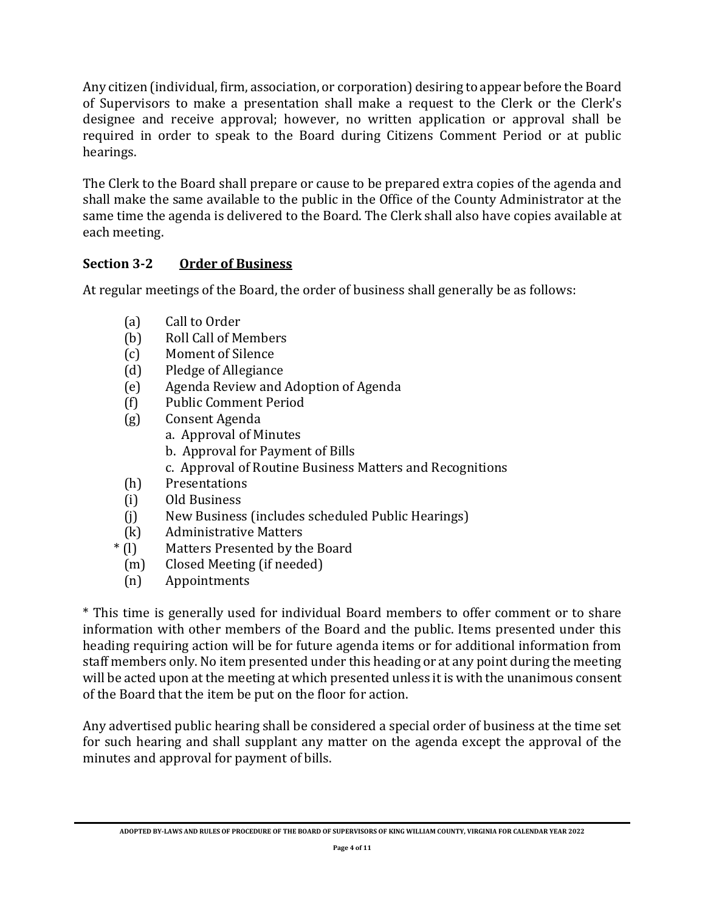Any citizen (individual, firm, association, or corporation) desiring to appear before the Board of Supervisors to make a presentation shall make a request to the Clerk or the Clerk's designee and receive approval; however, no written application or approval shall be required in order to speak to the Board during Citizens Comment Period or at public hearings.

The Clerk to the Board shall prepare or cause to be prepared extra copies of the agenda and shall make the same available to the public in the Office of the County Administrator at the same time the agenda is delivered to the Board. The Clerk shall also have copies available at each meeting.

### Section 3-2 Order of Business

At regular meetings of the Board, the order of business shall generally be as follows:

- (a) Call to Order
- (b) Roll Call of Members
- (c) Moment of Silence
- (d) Pledge of Allegiance
- (e) Agenda Review and Adoption of Agenda
- (f) Public Comment Period
- (g) Consent Agenda
  - a. Approval of Minutes
  - b. Approval for Payment of Bills
  - c. Approval of Routine Business Matters and Recognitions
- (h) Presentations
- (i) Old Business
- (j) New Business (includes scheduled Public Hearings)
- (k) Administrative Matters
- * (l) Matters Presented by the Board
- (m) Closed Meeting (if needed)
- (n) Appointments

* This time is generally used for individual Board members to offer comment or to share information with other members of the Board and the public. Items presented under this heading requiring action will be for future agenda items or for additional information from staff members only. No item presented under this heading or at any point during the meeting will be acted upon at the meeting at which presented unless it is with the unanimous consent of the Board that the item be put on the floor for action.

Any advertised public hearing shall be considered a special order of business at the time set for such hearing and shall supplant any matter on the agenda except the approval of the minutes and approval for payment of bills.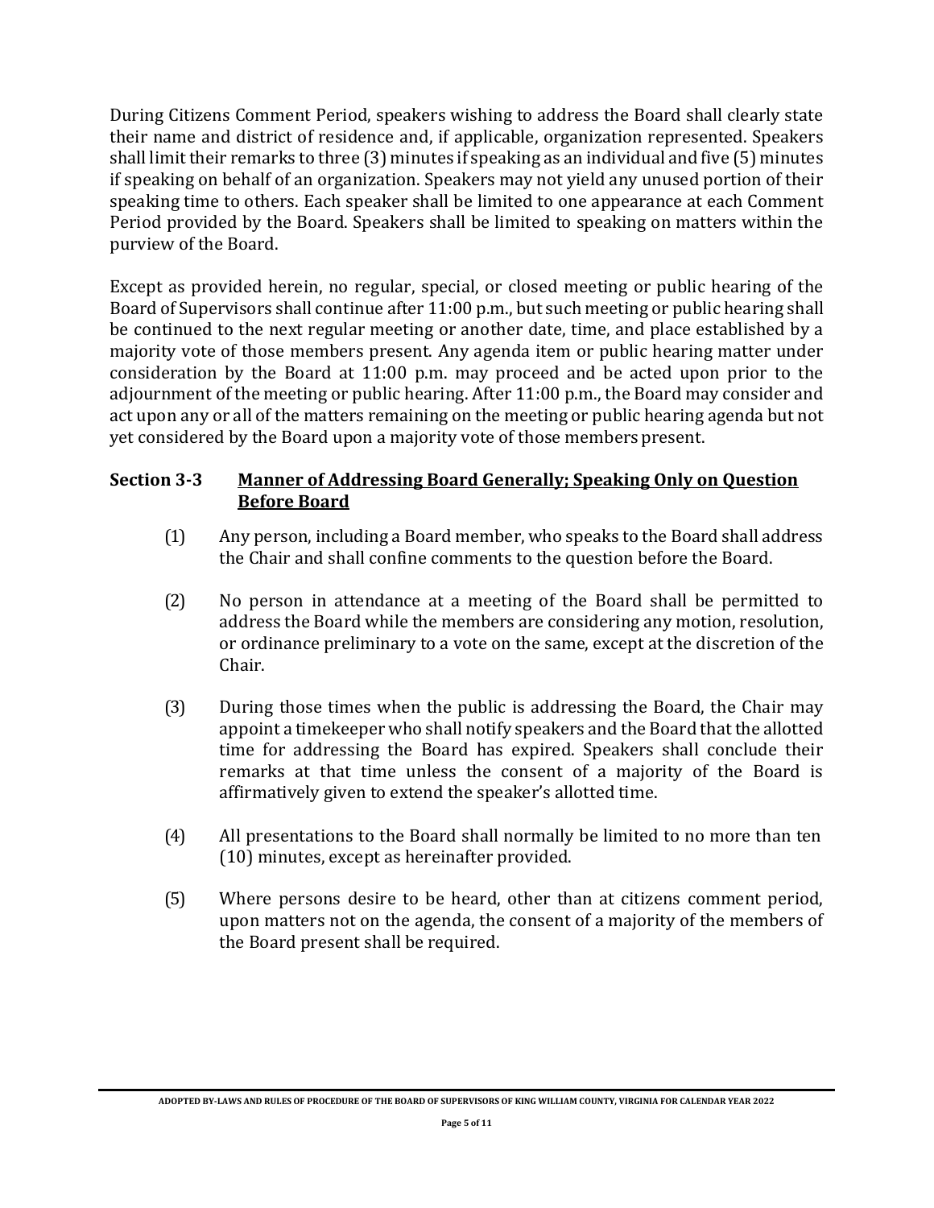During Citizens Comment Period, speakers wishing to address the Board shall clearly state their name and district of residence and, if applicable, organization represented. Speakers shall limit their remarks to three (3) minutes if speaking as an individual and five (5) minutes if speaking on behalf of an organization. Speakers may not yield any unused portion of their speaking time to others. Each speaker shall be limited to one appearance at each Comment Period provided by the Board. Speakers shall be limited to speaking on matters within the purview of the Board.

Except as provided herein, no regular, special, or closed meeting or public hearing of the Board of Supervisors shall continue after 11:00 p.m., but such meeting or public hearing shall be continued to the next regular meeting or another date, time, and place established by a majority vote of those members present. Any agenda item or public hearing matter under consideration by the Board at 11:00 p.m. may proceed and be acted upon prior to the adjournment of the meeting or public hearing. After 11:00 p.m., the Board may consider and act upon any or all of the matters remaining on the meeting or public hearing agenda but not yet considered by the Board upon a majority vote of those members present.

### Section 3-3 Manner of Addressing Board Generally; Speaking Only on Question Before Board

(1) Any person, including a Board member, who speaks to the Board shall address the Chair and shall confine comments to the question before the Board.

(2) No person in attendance at a meeting of the Board shall be permitted to address the Board while the members are considering any motion, resolution, or ordinance preliminary to a vote on the same, except at the discretion of the Chair.

(3) During those times when the public is addressing the Board, the Chair may appoint a timekeeper who shall notify speakers and the Board that the allotted time for addressing the Board has expired. Speakers shall conclude their remarks at that time unless the consent of a majority of the Board is affirmatively given to extend the speaker's allotted time.

(4) All presentations to the Board shall normally be limited to no more than ten (10) minutes, except as hereinafter provided.

(5) Where persons desire to be heard, other than at citizens comment period, upon matters not on the agenda, the consent of a majority of the members of the Board present shall be required.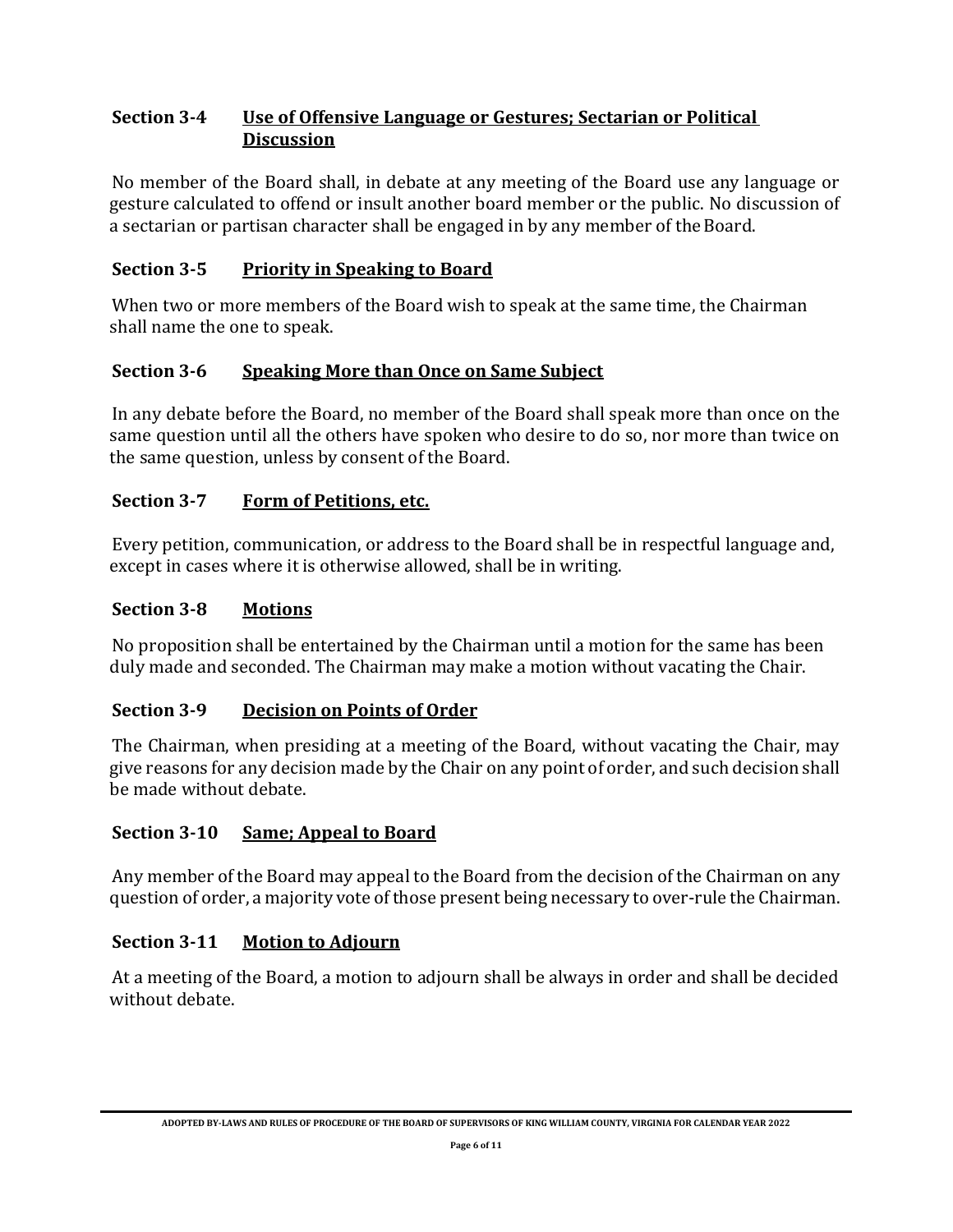### Section 3-4 Use of Offensive Language or Gestures; Sectarian or Political Discussion

No member of the Board shall, in debate at any meeting of the Board use any language or gesture calculated to offend or insult another board member or the public. No discussion of a sectarian or partisan character shall be engaged in by any member of the Board.

### Section 3-5 Priority in Speaking to Board

When two or more members of the Board wish to speak at the same time, the Chairman shall name the one to speak.

### Section 3-6 Speaking More than Once on Same Subject

In any debate before the Board, no member of the Board shall speak more than once on the same question until all the others have spoken who desire to do so, nor more than twice on the same question, unless by consent of the Board.

### Section 3-7 Form of Petitions, etc.

Every petition, communication, or address to the Board shall be in respectful language and, except in cases where it is otherwise allowed, shall be in writing.

### Section 3-8 Motions

No proposition shall be entertained by the Chairman until a motion for the same has been duly made and seconded. The Chairman may make a motion without vacating the Chair.

### Section 3-9 Decision on Points of Order

The Chairman, when presiding at a meeting of the Board, without vacating the Chair, may give reasons for any decision made by the Chair on any point of order, and such decision shall be made without debate.

### Section 3-10 Same; Appeal to Board

Any member of the Board may appeal to the Board from the decision of the Chairman on any question of order, a majority vote of those present being necessary to over-rule the Chairman.

### Section 3-11 Motion to Adjourn

At a meeting of the Board, a motion to adjourn shall be always in order and shall be decided without debate.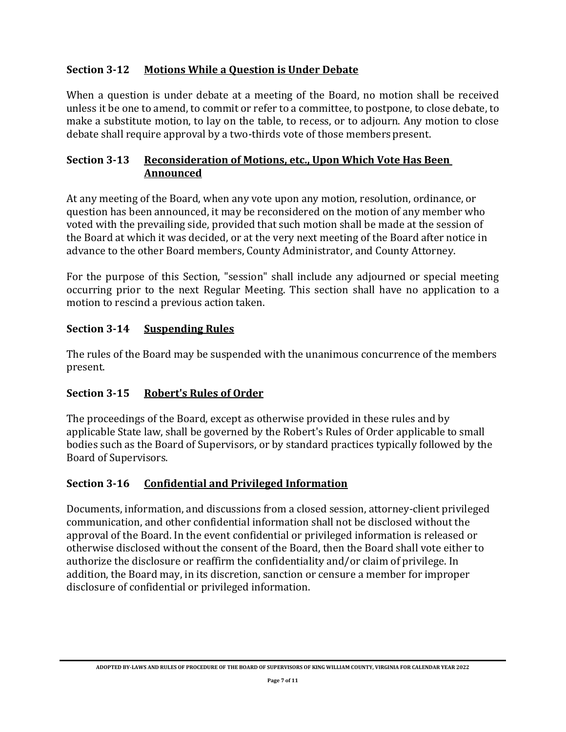### Section 3-12 Motions While a Question is Under Debate

When a question is under debate at a meeting of the Board, no motion shall be received unless it be one to amend, to commit or refer to a committee, to postpone, to close debate, to make a substitute motion, to lay on the table, to recess, or to adjourn. Any motion to close debate shall require approval by a two-thirds vote of those members present.

### Section 3-13 Reconsideration of Motions, etc., Upon Which Vote Has Been Announced

At any meeting of the Board, when any vote upon any motion, resolution, ordinance, or question has been announced, it may be reconsidered on the motion of any member who voted with the prevailing side, provided that such motion shall be made at the session of the Board at which it was decided, or at the very next meeting of the Board after notice in advance to the other Board members, County Administrator, and County Attorney.

For the purpose of this Section, "session" shall include any adjourned or special meeting occurring prior to the next Regular Meeting. This section shall have no application to a motion to rescind a previous action taken.

### Section 3-14 Suspending Rules

The rules of the Board may be suspended with the unanimous concurrence of the members present.

### Section 3-15 Robert's Rules of Order

The proceedings of the Board, except as otherwise provided in these rules and by applicable State law, shall be governed by the Robert's Rules of Order applicable to small bodies such as the Board of Supervisors, or by standard practices typically followed by the Board of Supervisors.

### Section 3-16 Confidential and Privileged Information

Documents, information, and discussions from a closed session, attorney-client privileged communication, and other confidential information shall not be disclosed without the approval of the Board. In the event confidential or privileged information is released or otherwise disclosed without the consent of the Board, then the Board shall vote either to authorize the disclosure or reaffirm the confidentiality and/or claim of privilege. In addition, the Board may, in its discretion, sanction or censure a member for improper disclosure of confidential or privileged information.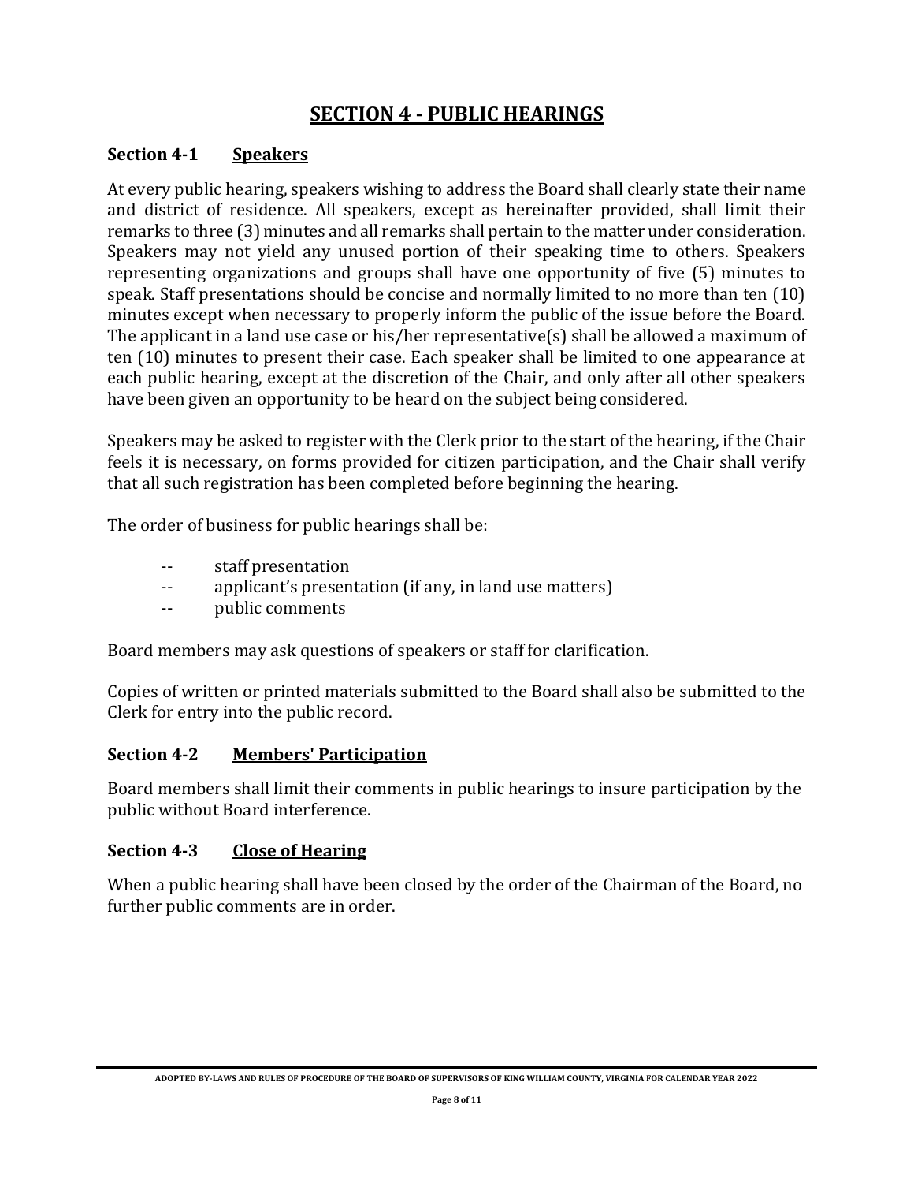# SECTION 4 - PUBLIC HEARINGS

### Section 4-1 Speakers

At every public hearing, speakers wishing to address the Board shall clearly state their name and district of residence. All speakers, except as hereinafter provided, shall limit their remarks to three (3) minutes and all remarks shall pertain to the matter under consideration. Speakers may not yield any unused portion of their speaking time to others. Speakers representing organizations and groups shall have one opportunity of five (5) minutes to speak. Staff presentations should be concise and normally limited to no more than ten (10) minutes except when necessary to properly inform the public of the issue before the Board. The applicant in a land use case or his/her representative(s) shall be allowed a maximum of ten (10) minutes to present their case. Each speaker shall be limited to one appearance at each public hearing, except at the discretion of the Chair, and only after all other speakers have been given an opportunity to be heard on the subject being considered.

Speakers may be asked to register with the Clerk prior to the start of the hearing, if the Chair feels it is necessary, on forms provided for citizen participation, and the Chair shall verify that all such registration has been completed before beginning the hearing.

The order of business for public hearings shall be:

- staff presentation
- applicant's presentation (if any, in land use matters)
- public comments

Board members may ask questions of speakers or staff for clarification.

Copies of written or printed materials submitted to the Board shall also be submitted to the Clerk for entry into the public record.

### Section 4-2 Members' Participation

Board members shall limit their comments in public hearings to insure participation by the public without Board interference.

### Section 4-3 Close of Hearing

When a public hearing shall have been closed by the order of the Chairman of the Board, no further public comments are in order.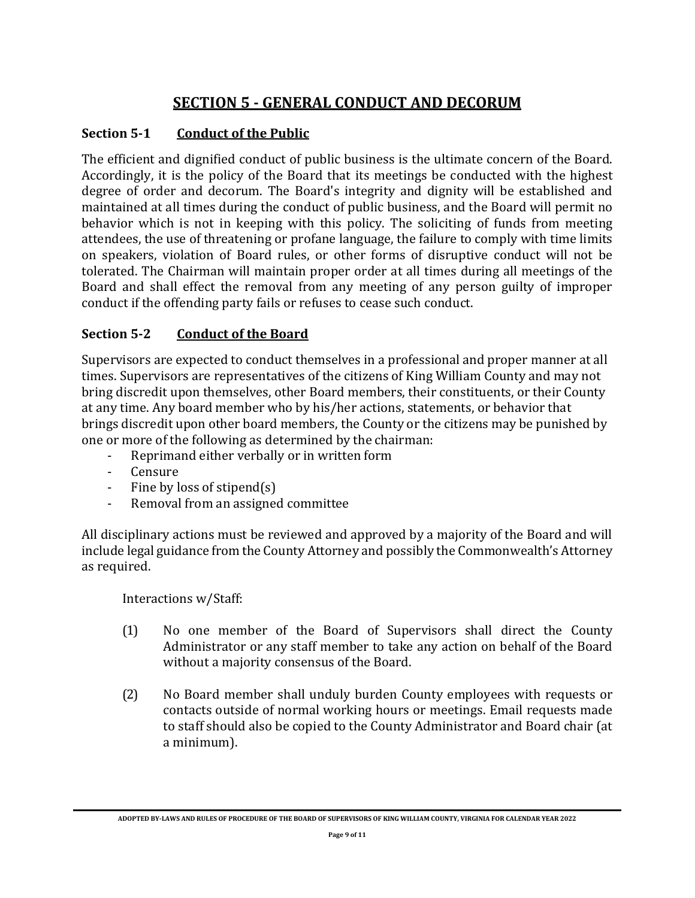# SECTION 5 - GENERAL CONDUCT AND DECORUM

## Section 5-1 Conduct of the Public

The efficient and dignified conduct of public business is the ultimate concern of the Board. Accordingly, it is the policy of the Board that its meetings be conducted with the highest degree of order and decorum. The Board's integrity and dignity will be established and maintained at all times during the conduct of public business, and the Board will permit no behavior which is not in keeping with this policy. The soliciting of funds from meeting attendees, the use of threatening or profane language, the failure to comply with time limits on speakers, violation of Board rules, or other forms of disruptive conduct will not be tolerated. The Chairman will maintain proper order at all times during all meetings of the Board and shall effect the removal from any meeting of any person guilty of improper conduct if the offending party fails or refuses to cease such conduct.

## Section 5-2 Conduct of the Board

Supervisors are expected to conduct themselves in a professional and proper manner at all times. Supervisors are representatives of the citizens of King William County and may not bring discredit upon themselves, other Board members, their constituents, or their County at any time. Any board member who by his/her actions, statements, or behavior that brings discredit upon other board members, the County or the citizens may be punished by one or more of the following as determined by the chairman:

- Reprimand either verbally or in written form
- Censure
- Fine by loss of stipend(s)
- Removal from an assigned committee

All disciplinary actions must be reviewed and approved by a majority of the Board and will include legal guidance from the County Attorney and possibly the Commonwealth's Attorney as required.

Interactions w/Staff:

(1) No one member of the Board of Supervisors shall direct the County Administrator or any staff member to take any action on behalf of the Board without a majority consensus of the Board.

(2) No Board member shall unduly burden County employees with requests or contacts outside of normal working hours or meetings. Email requests made to staff should also be copied to the County Administrator and Board chair (at a minimum).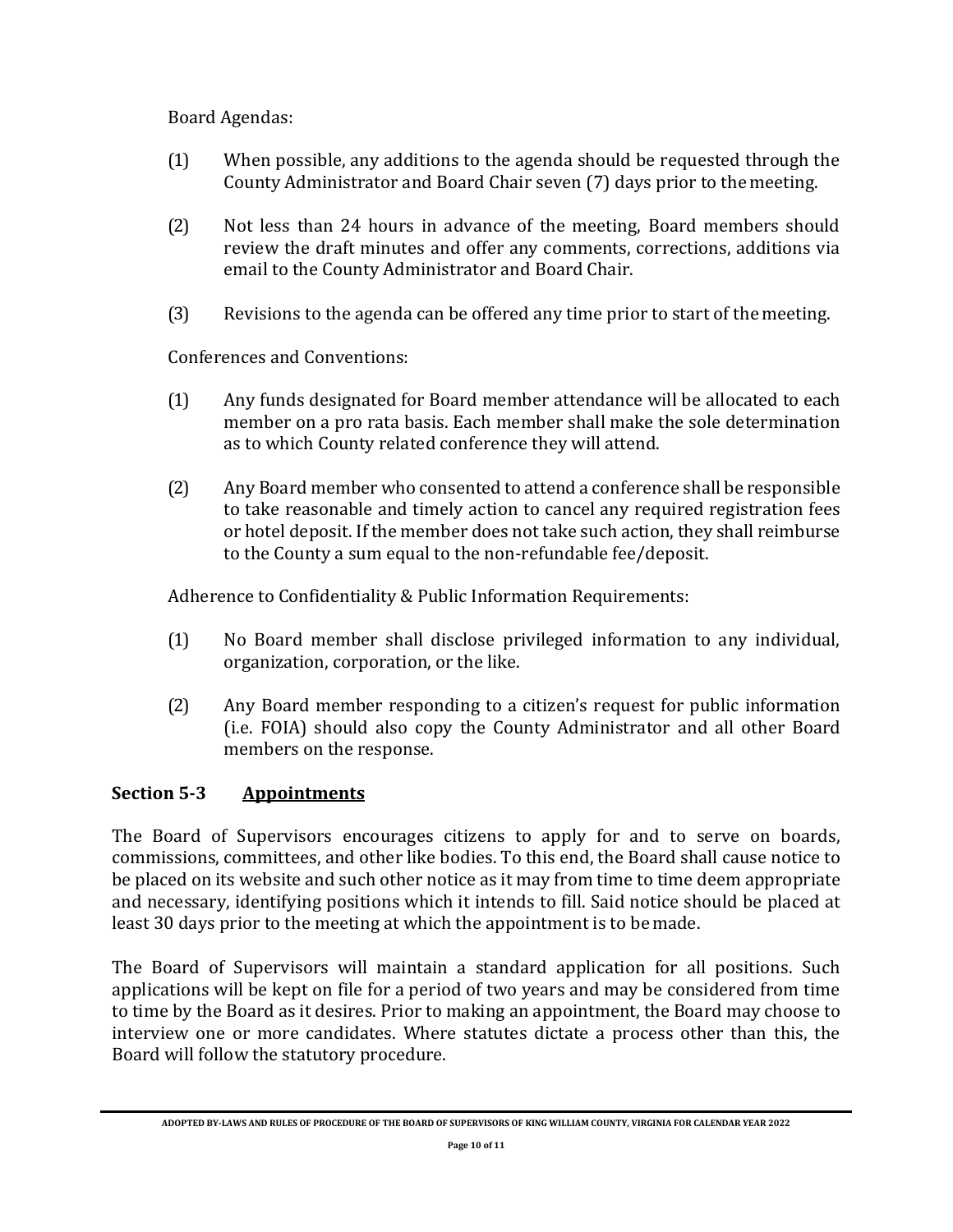Board Agendas:

(1) When possible, any additions to the agenda should be requested through the County Administrator and Board Chair seven (7) days prior to the meeting.

(2) Not less than 24 hours in advance of the meeting, Board members should review the draft minutes and offer any comments, corrections, additions via email to the County Administrator and Board Chair.

(3) Revisions to the agenda can be offered any time prior to start of the meeting.

Conferences and Conventions:

(1) Any funds designated for Board member attendance will be allocated to each member on a pro rata basis. Each member shall make the sole determination as to which County related conference they will attend.

(2) Any Board member who consented to attend a conference shall be responsible to take reasonable and timely action to cancel any required registration fees or hotel deposit. If the member does not take such action, they shall reimburse to the County a sum equal to the non-refundable fee/deposit.

Adherence to Confidentiality & Public Information Requirements:

(1) No Board member shall disclose privileged information to any individual, organization, corporation, or the like.

(2) Any Board member responding to a citizen's request for public information (i.e. FOIA) should also copy the County Administrator and all other Board members on the response.

### Section 5-3 Appointments

The Board of Supervisors encourages citizens to apply for and to serve on boards, commissions, committees, and other like bodies. To this end, the Board shall cause notice to be placed on its website and such other notice as it may from time to time deem appropriate and necessary, identifying positions which it intends to fill. Said notice should be placed at least 30 days prior to the meeting at which the appointment is to be made.

The Board of Supervisors will maintain a standard application for all positions. Such applications will be kept on file for a period of two years and may be considered from time to time by the Board as it desires. Prior to making an appointment, the Board may choose to interview one or more candidates. Where statutes dictate a process other than this, the Board will follow the statutory procedure.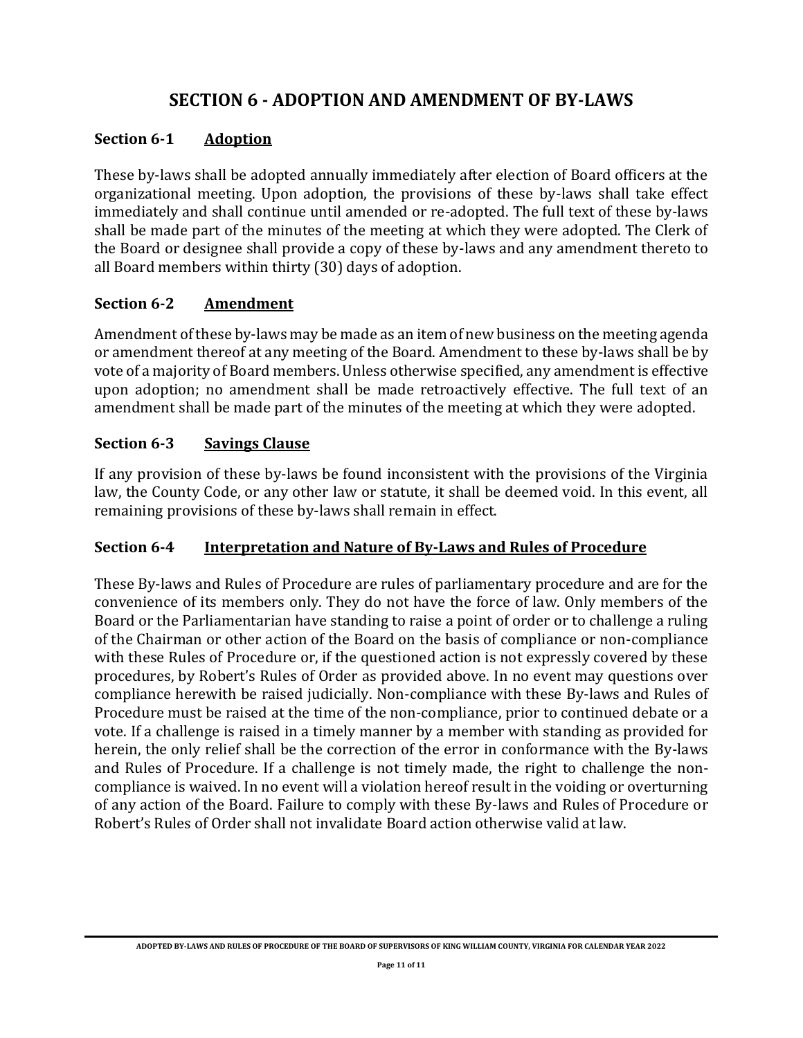# SECTION 6 - ADOPTION AND AMENDMENT OF BY-LAWS

## Section 6-1 <u>Adoption</u>

These by-laws shall be adopted annually immediately after election of Board officers at the organizational meeting. Upon adoption, the provisions of these by-laws shall take effect immediately and shall continue until amended or re-adopted. The full text of these by-laws shall be made part of the minutes of the meeting at which they were adopted. The Clerk of the Board or designee shall provide a copy of these by-laws and any amendment thereto to all Board members within thirty (30) days of adoption.

## Section 6-2 <u>Amendment</u>

Amendment of these by-laws may be made as an item of new business on the meeting agenda or amendment thereof at any meeting of the Board. Amendment to these by-laws shall be by vote of a majority of Board members. Unless otherwise specified, any amendment is effective upon adoption; no amendment shall be made retroactively effective. The full text of an amendment shall be made part of the minutes of the meeting at which they were adopted.

## Section 6-3 <u>Savings Clause</u>

If any provision of these by-laws be found inconsistent with the provisions of the Virginia law, the County Code, or any other law or statute, it shall be deemed void. In this event, all remaining provisions of these by-laws shall remain in effect.

## Section 6-4 <u>Interpretation and Nature of By-Laws and Rules of Procedure</u>

These By-laws and Rules of Procedure are rules of parliamentary procedure and are for the convenience of its members only. They do not have the force of law. Only members of the Board or the Parliamentarian have standing to raise a point of order or to challenge a ruling of the Chairman or other action of the Board on the basis of compliance or non-compliance with these Rules of Procedure or, if the questioned action is not expressly covered by these procedures, by Robert's Rules of Order as provided above. In no event may questions over compliance herewith be raised judicially. Non-compliance with these By-laws and Rules of Procedure must be raised at the time of the non-compliance, prior to continued debate or a vote. If a challenge is raised in a timely manner by a member with standing as provided for herein, the only relief shall be the correction of the error in conformance with the By-laws and Rules of Procedure. If a challenge is not timely made, the right to challenge the non-compliance is waived. In no event will a violation hereof result in the voiding or overturning of any action of the Board. Failure to comply with these By-laws and Rules of Procedure or Robert's Rules of Order shall not invalidate Board action otherwise valid at law.